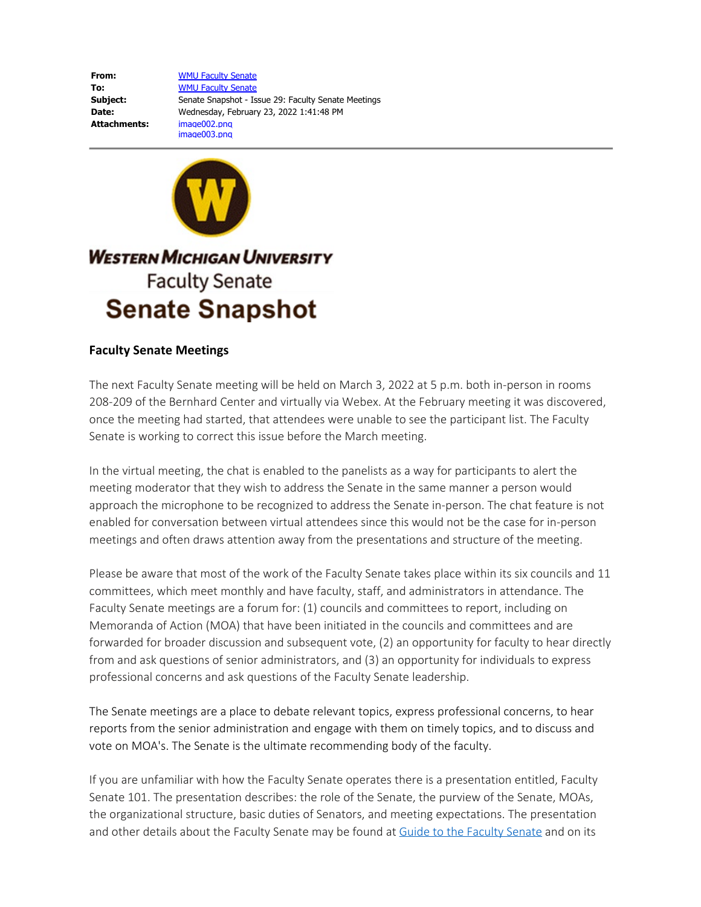**From:** WMU Faculty Senate
**To:** WMU Faculty Senate
**Subject:** Senate Snapshot - Issue 29: Faculty Senate Meetings
**Date:** Wednesday, February 23, 2022 1:41:48 PM
**Attachments:** image002.png
image003.png

WESTERN MICHIGAN UNIVERSITY
Faculty Senate
**Senate Snapshot**

### Faculty Senate Meetings

The next Faculty Senate meeting will be held on March 3, 2022 at 5 p.m. both in-person in rooms 208-209 of the Bernhard Center and virtually via Webex. At the February meeting it was discovered, once the meeting had started, that attendees were unable to see the participant list. The Faculty Senate is working to correct this issue before the March meeting.

In the virtual meeting, the chat is enabled to the panelists as a way for participants to alert the meeting moderator that they wish to address the Senate in the same manner a person would approach the microphone to be recognized to address the Senate in-person. The chat feature is not enabled for conversation between virtual attendees since this would not be the case for in-person meetings and often draws attention away from the presentations and structure of the meeting.

Please be aware that most of the work of the Faculty Senate takes place within its six councils and 11 committees, which meet monthly and have faculty, staff, and administrators in attendance. The Faculty Senate meetings are a forum for: (1) councils and committees to report, including on Memoranda of Action (MOA) that have been initiated in the councils and committees and are forwarded for broader discussion and subsequent vote, (2) an opportunity for faculty to hear directly from and ask questions of senior administrators, and (3) an opportunity for individuals to express professional concerns and ask questions of the Faculty Senate leadership.

The Senate meetings are a place to debate relevant topics, express professional concerns, to hear reports from the senior administration and engage with them on timely topics, and to discuss and vote on MOA's. The Senate is the ultimate recommending body of the faculty.

If you are unfamiliar with how the Faculty Senate operates there is a presentation entitled, Faculty Senate 101. The presentation describes: the role of the Senate, the purview of the Senate, MOAs, the organizational structure, basic duties of Senators, and meeting expectations. The presentation and other details about the Faculty Senate may be found at Guide to the Faculty Senate and on its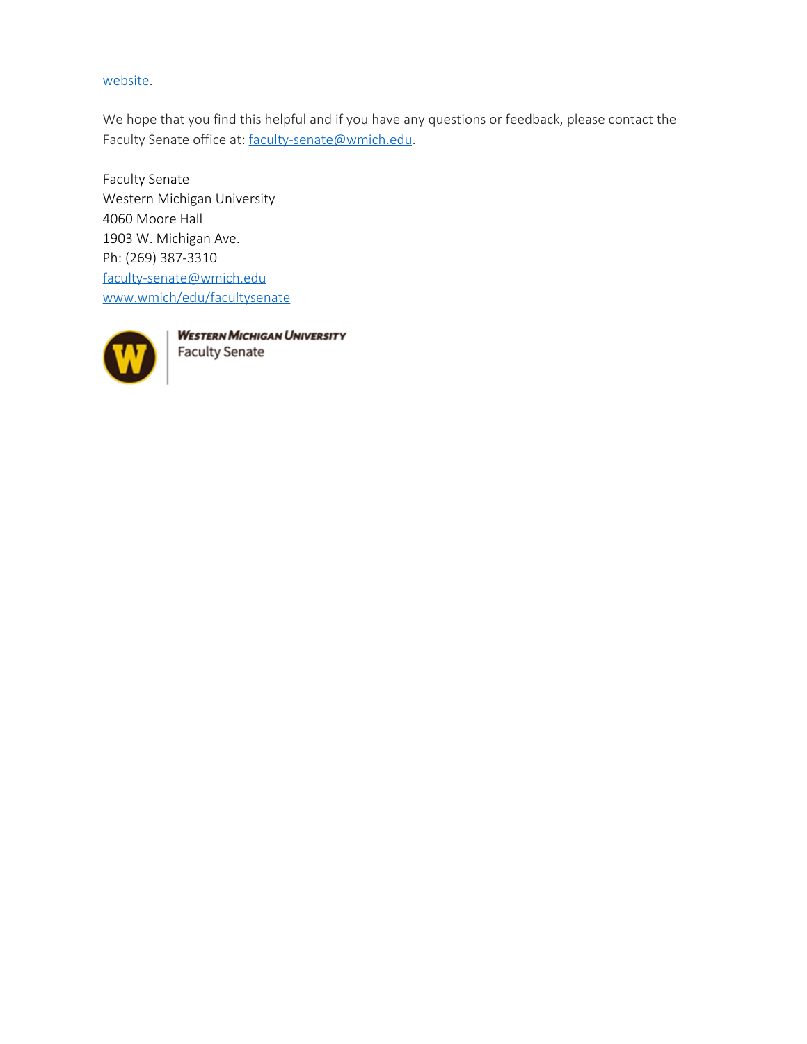website.

We hope that you find this helpful and if you have any questions or feedback, please contact the Faculty Senate office at: faculty-senate@wmich.edu.

Faculty Senate
Western Michigan University
4060 Moore Hall
1903 W. Michigan Ave.
Ph: (269) 387-3310
faculty-senate@wmich.edu
www.wmich/edu/facultysenate

WESTERN MICHIGAN UNIVERSITY
Faculty Senate